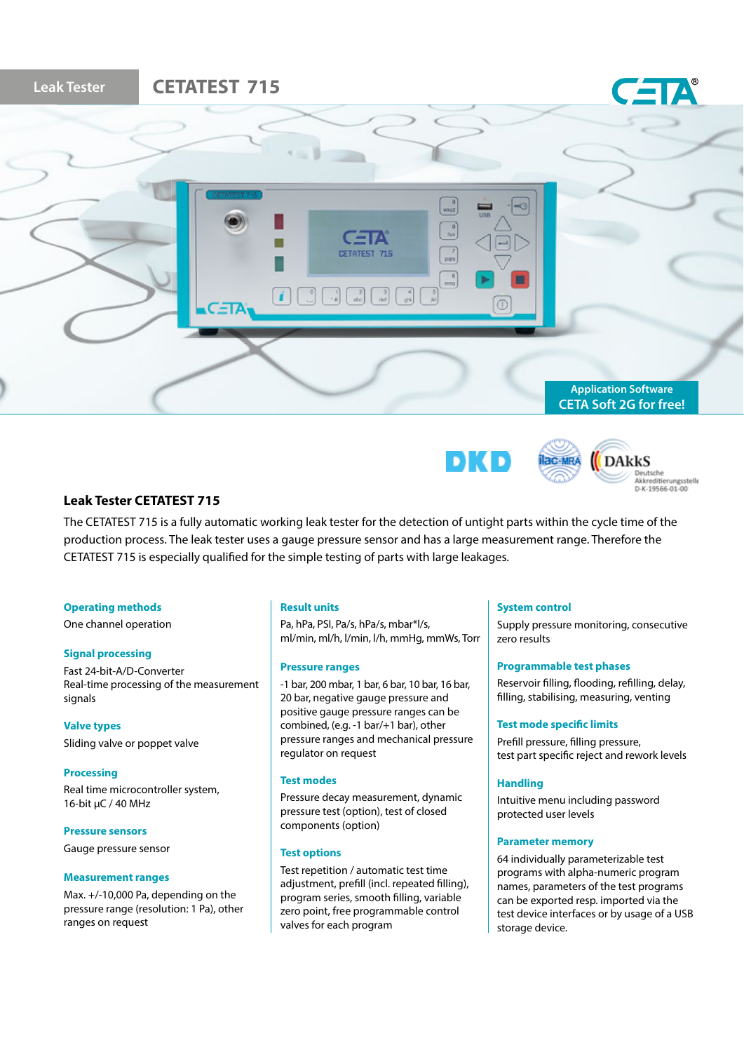Leak Tester **CETATEST 715**

Application Software
CETA Soft 2G for free!

## Leak Tester CETATEST 715

The CETATEST 715 is a fully automatic working leak tester for the detection of untight parts within the cycle time of the production process. The leak tester uses a gauge pressure sensor and has a large measurement range. Therefore the CETATEST 715 is especially qualified for the simple testing of parts with large leakages.

### Operating methods
One channel operation

### Signal processing
Fast 24-bit-A/D-Converter
Real-time processing of the measurement signals

### Valve types
Sliding valve or poppet valve

### Processing
Real time microcontroller system, 16-bit µC / 40 MHz

### Pressure sensors
Gauge pressure sensor

### Measurement ranges
Max. +/-10,000 Pa, depending on the pressure range (resolution: 1 Pa), other ranges on request

### Result units
Pa, hPa, PSI, Pa/s, hPa/s, mbar*l/s, ml/min, ml/h, l/min, l/h, mmHg, mmWs, Torr

### Pressure ranges
-1 bar, 200 mbar, 1 bar, 6 bar, 10 bar, 16 bar, 20 bar, negative gauge pressure and positive gauge pressure ranges can be combined, (e.g. -1 bar/+1 bar), other pressure ranges and mechanical pressure regulator on request

### Test modes
Pressure decay measurement, dynamic pressure test (option), test of closed components (option)

### Test options
Test repetition / automatic test time adjustment, prefill (incl. repeated filling), program series, smooth filling, variable zero point, free programmable control valves for each program

### System control
Supply pressure monitoring, consecutive zero results

### Programmable test phases
Reservoir filling, flooding, refilling, delay, filling, stabilising, measuring, venting

### Test mode specific limits
Prefill pressure, filling pressure, test part specific reject and rework levels

### Handling
Intuitive menu including password protected user levels

### Parameter memory
64 individually parameterizable test programs with alpha-numeric program names, parameters of the test programs can be exported resp. imported via the test device interfaces or by usage of a USB storage device.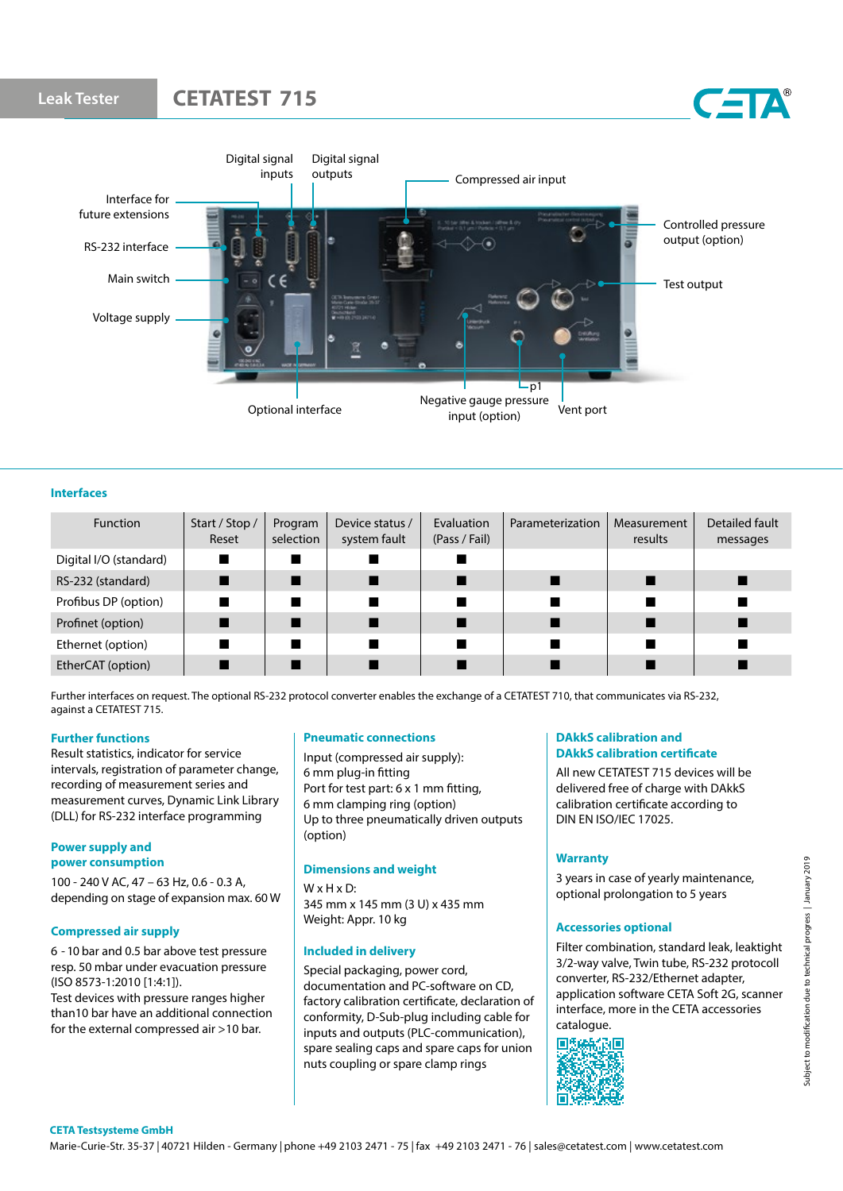# Leak Tester CETATEST 715

Digital signal inputs

Digital signal outputs

Compressed air input

Interface for future extensions

RS-232 interface

Main switch

Voltage supply

Controlled pressure output (option)

Test output

Optional interface

p1

Negative gauge pressure input (option)

Vent port

## Interfaces

| Function | Start / Stop / Reset | Program selection | Device status / system fault | Evaluation (Pass / Fail) | Parameterization | Measurement results | Detailed fault messages |
|---|---|---|---|---|---|---|---|
| Digital I/O (standard) | ■ | ■ | ■ | ■ | | | |
| RS-232 (standard) | ■ | ■ | ■ | ■ | ■ | ■ | ■ |
| Profibus DP (option) | ■ | ■ | ■ | ■ | ■ | ■ | ■ |
| Profinet (option) | ■ | ■ | ■ | ■ | ■ | ■ | ■ |
| Ethernet (option) | ■ | ■ | ■ | ■ | ■ | ■ | ■ |
| EtherCAT (option) | ■ | ■ | ■ | ■ | ■ | ■ | ■ |

Further interfaces on request. The optional RS-232 protocol converter enables the exchange of a CETATEST 710, that communicates via RS-232, against a CETATEST 715.

### Further functions

Result statistics, indicator for service intervals, registration of parameter change, recording of measurement series and measurement curves, Dynamic Link Library (DLL) for RS-232 interface programming

### Power supply and power consumption

100 - 240 V AC, 47 – 63 Hz, 0.6 - 0.3 A, depending on stage of expansion max. 60 W

### Compressed air supply

6 - 10 bar and 0.5 bar above test pressure resp. 50 mbar under evacuation pressure (ISO 8573-1:2010 [1:4:1]).
Test devices with pressure ranges higher than10 bar have an additional connection for the external compressed air >10 bar.

### Pneumatic connections

Input (compressed air supply):
6 mm plug-in fitting
Port for test part: 6 x 1 mm fitting,
6 mm clamping ring (option)
Up to three pneumatically driven outputs (option)

### Dimensions and weight

W x H x D:
345 mm x 145 mm (3 U) x 435 mm
Weight: Appr. 10 kg

### Included in delivery

Special packaging, power cord, documentation and PC-software on CD, factory calibration certificate, declaration of conformity, D-Sub-plug including cable for inputs and outputs (PLC-communication), spare sealing caps and spare caps for union nuts coupling or spare clamp rings

### DAkkS calibration and DAkkS calibration certificate

All new CETATEST 715 devices will be delivered free of charge with DAkkS calibration certificate according to DIN EN ISO/IEC 17025.

### Warranty

3 years in case of yearly maintenance, optional prolongation to 5 years

### Accessories optional

Filter combination, standard leak, leaktight 3/2-way valve, Twin tube, RS-232 protocoll converter, RS-232/Ethernet adapter, application software CETA Soft 2G, scanner interface, more in the CETA accessories catalogue.

Subject to modification due to technical progress | January 2019

**CETA Testsysteme GmbH**
Marie-Curie-Str. 35-37 | 40721 Hilden - Germany | phone +49 2103 2471 - 75 | fax +49 2103 2471 - 76 | sales@cetatest.com | www.cetatest.com